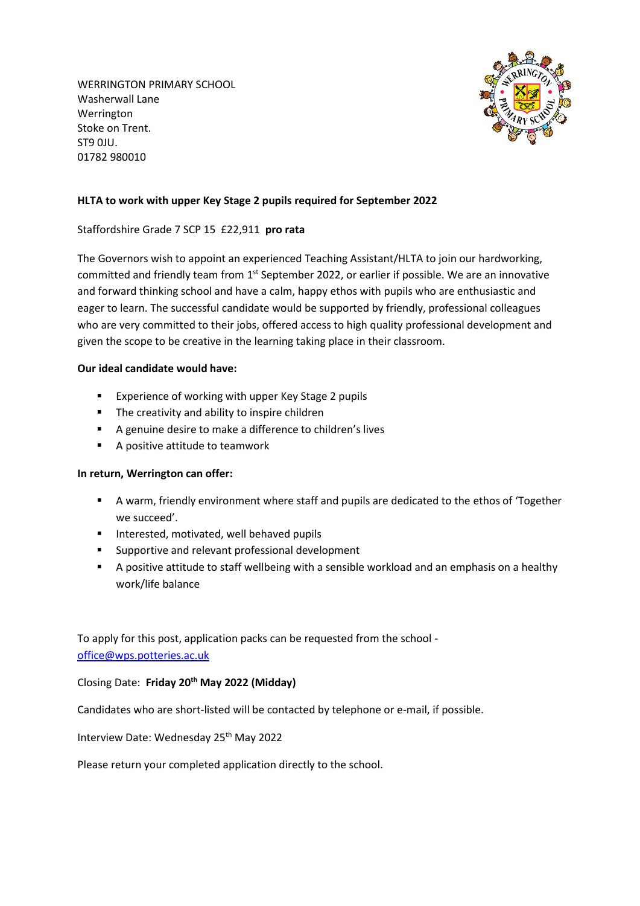WERRINGTON PRIMARY SCHOOL
Washerwall Lane
Werrington
Stoke on Trent.
ST9 0JU.
01782 980010

**HLTA to work with upper Key Stage 2 pupils required for September 2022**

Staffordshire Grade 7 SCP 15 £22,911 **pro rata**

The Governors wish to appoint an experienced Teaching Assistant/HLTA to join our hardworking, committed and friendly team from 1st September 2022, or earlier if possible. We are an innovative and forward thinking school and have a calm, happy ethos with pupils who are enthusiastic and eager to learn. The successful candidate would be supported by friendly, professional colleagues who are very committed to their jobs, offered access to high quality professional development and given the scope to be creative in the learning taking place in their classroom.

**Our ideal candidate would have:**

- Experience of working with upper Key Stage 2 pupils
- The creativity and ability to inspire children
- A genuine desire to make a difference to children's lives
- A positive attitude to teamwork

**In return, Werrington can offer:**

- A warm, friendly environment where staff and pupils are dedicated to the ethos of 'Together we succeed'.
- Interested, motivated, well behaved pupils
- Supportive and relevant professional development
- A positive attitude to staff wellbeing with a sensible workload and an emphasis on a healthy work/life balance

To apply for this post, application packs can be requested from the school - [office@wps.potteries.ac.uk](mailto:office@wps.potteries.ac.uk)

Closing Date: **Friday 20th May 2022 (Midday)**

Candidates who are short-listed will be contacted by telephone or e-mail, if possible.

Interview Date: Wednesday 25th May 2022

Please return your completed application directly to the school.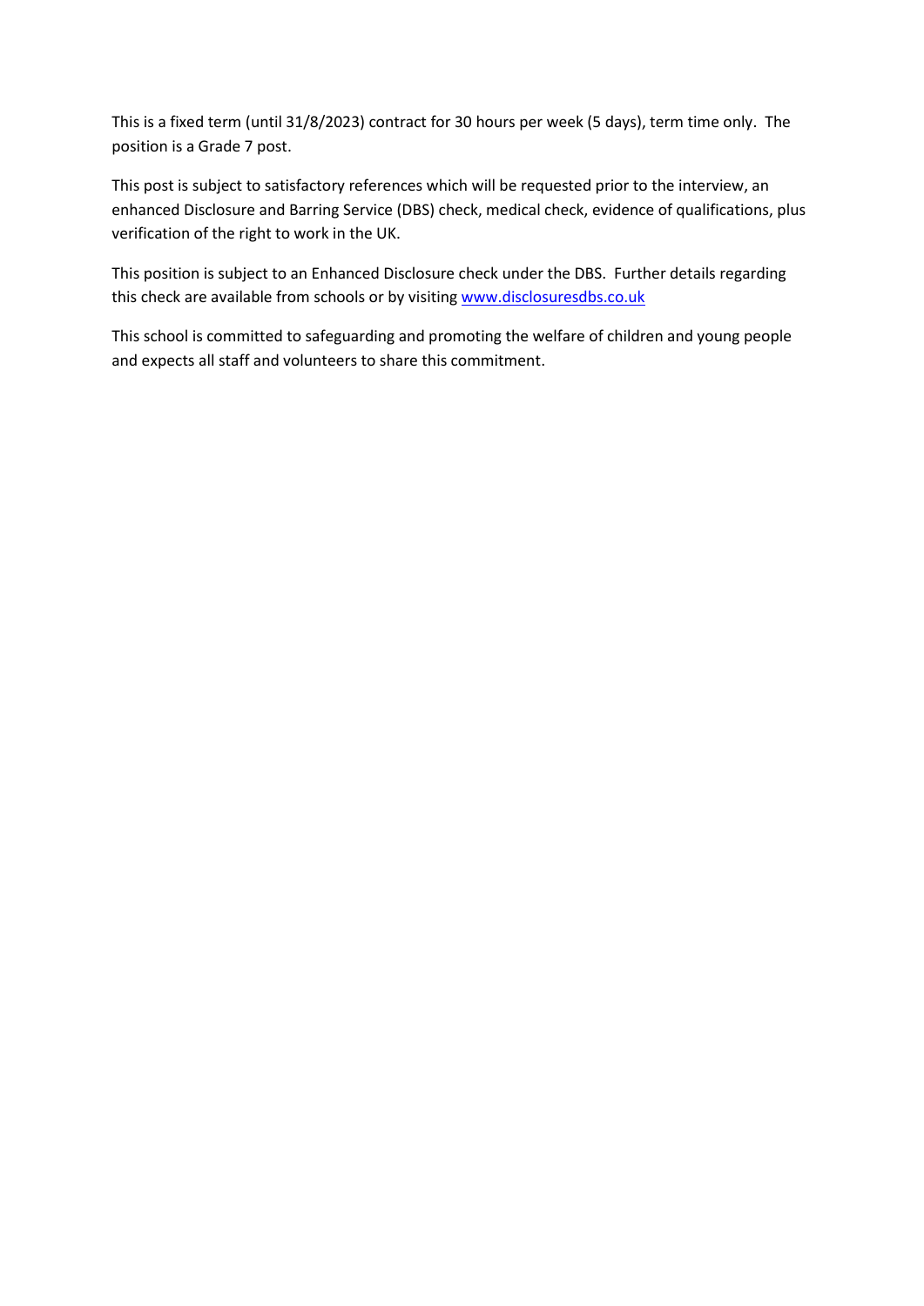This is a fixed term (until 31/8/2023) contract for 30 hours per week (5 days), term time only. The position is a Grade 7 post.

This post is subject to satisfactory references which will be requested prior to the interview, an enhanced Disclosure and Barring Service (DBS) check, medical check, evidence of qualifications, plus verification of the right to work in the UK.

This position is subject to an Enhanced Disclosure check under the DBS. Further details regarding this check are available from schools or by visiting [www.disclosuresdbs.co.uk](http://www.disclosuresdbs.co.uk)

This school is committed to safeguarding and promoting the welfare of children and young people and expects all staff and volunteers to share this commitment.